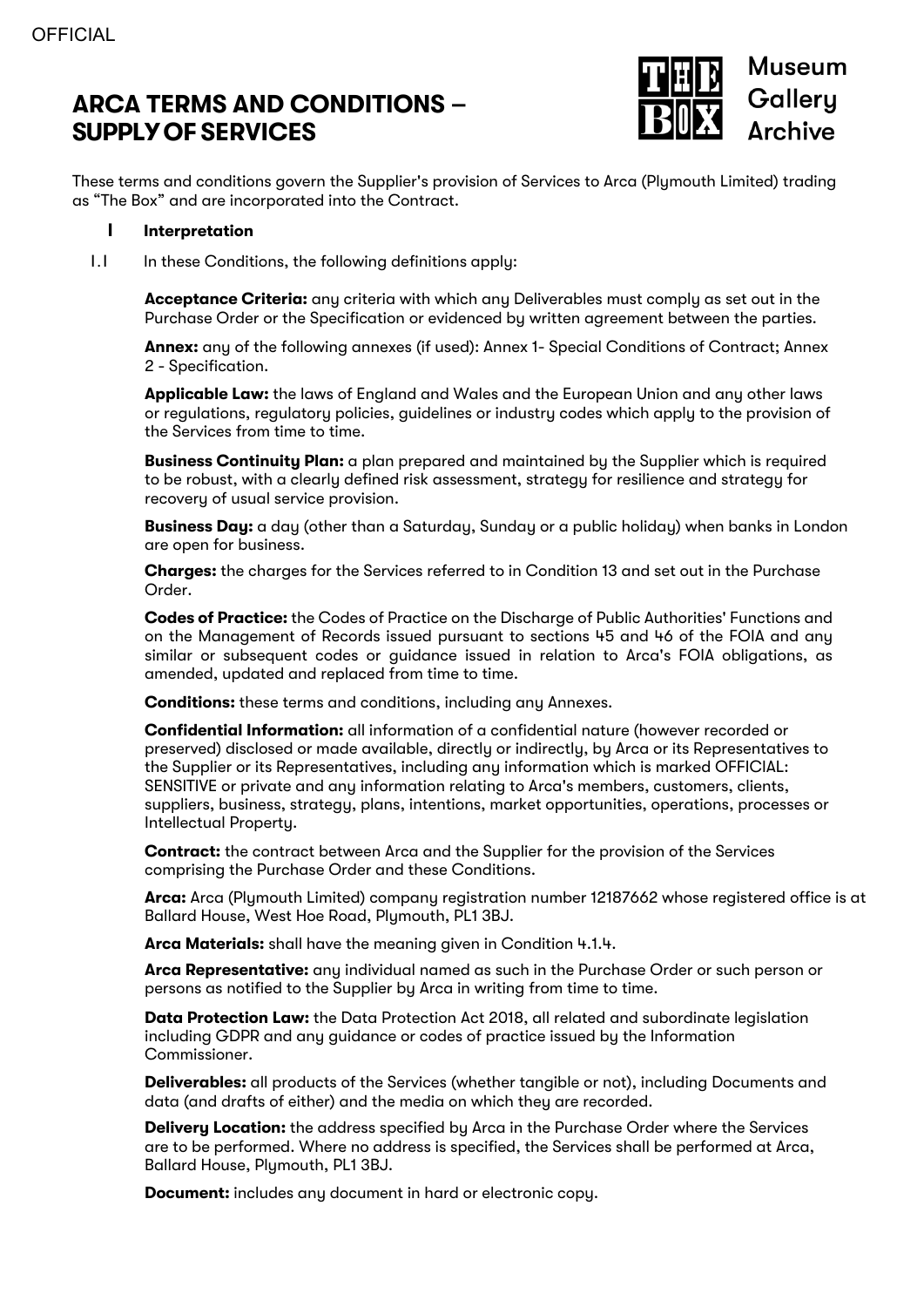OFFICIAL

# ARCA TERMS AND CONDITIONS – SUPPLY OF SERVICES

Museum Gallery Archive

These terms and conditions govern the Supplier's provision of Services to Arca (Plymouth Limited) trading as "The Box" and are incorporated into the Contract.

## 1 Interpretation

1.1 In these Conditions, the following definitions apply:

**Acceptance Criteria:** any criteria with which any Deliverables must comply as set out in the Purchase Order or the Specification or evidenced by written agreement between the parties.

**Annex:** any of the following annexes (if used): Annex 1- Special Conditions of Contract; Annex 2 - Specification.

**Applicable Law:** the laws of England and Wales and the European Union and any other laws or regulations, regulatory policies, guidelines or industry codes which apply to the provision of the Services from time to time.

**Business Continuity Plan:** a plan prepared and maintained by the Supplier which is required to be robust, with a clearly defined risk assessment, strategy for resilience and strategy for recovery of usual service provision.

**Business Day:** a day (other than a Saturday, Sunday or a public holiday) when banks in London are open for business.

**Charges:** the charges for the Services referred to in Condition 13 and set out in the Purchase Order.

**Codes of Practice:** the Codes of Practice on the Discharge of Public Authorities' Functions and on the Management of Records issued pursuant to sections 45 and 46 of the FOIA and any similar or subsequent codes or guidance issued in relation to Arca's FOIA obligations, as amended, updated and replaced from time to time.

**Conditions:** these terms and conditions, including any Annexes.

**Confidential Information:** all information of a confidential nature (however recorded or preserved) disclosed or made available, directly or indirectly, by Arca or its Representatives to the Supplier or its Representatives, including any information which is marked OFFICIAL: SENSITIVE or private and any information relating to Arca's members, customers, clients, suppliers, business, strategy, plans, intentions, market opportunities, operations, processes or Intellectual Property.

**Contract:** the contract between Arca and the Supplier for the provision of the Services comprising the Purchase Order and these Conditions.

**Arca:** Arca (Plymouth Limited) company registration number 12187662 whose registered office is at Ballard House, West Hoe Road, Plymouth, PL1 3BJ.

**Arca Materials:** shall have the meaning given in Condition 4.1.4.

**Arca Representative:** any individual named as such in the Purchase Order or such person or persons as notified to the Supplier by Arca in writing from time to time.

**Data Protection Law:** the Data Protection Act 2018, all related and subordinate legislation including GDPR and any guidance or codes of practice issued by the Information Commissioner.

**Deliverables:** all products of the Services (whether tangible or not), including Documents and data (and drafts of either) and the media on which they are recorded.

**Delivery Location:** the address specified by Arca in the Purchase Order where the Services are to be performed. Where no address is specified, the Services shall be performed at Arca, Ballard House, Plymouth, PL1 3BJ.

**Document:** includes any document in hard or electronic copy.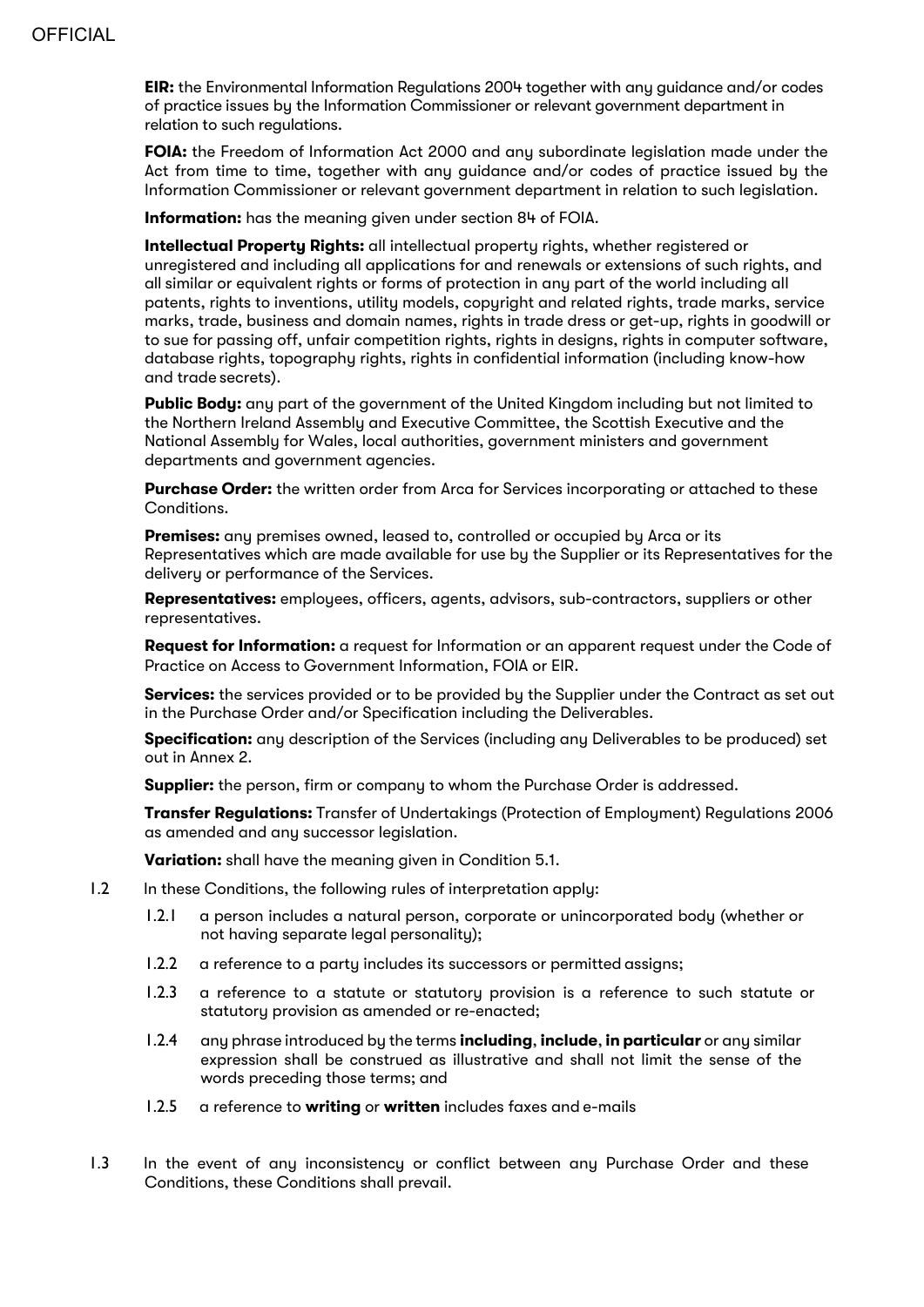**EIR:** the Environmental Information Regulations 2004 together with any guidance and/or codes of practice issues by the Information Commissioner or relevant government department in relation to such regulations.

**FOIA:** the Freedom of Information Act 2000 and any subordinate legislation made under the Act from time to time, together with any guidance and/or codes of practice issued by the Information Commissioner or relevant government department in relation to such legislation.

**Information:** has the meaning given under section 84 of FOIA.

**Intellectual Property Rights:** all intellectual property rights, whether registered or unregistered and including all applications for and renewals or extensions of such rights, and all similar or equivalent rights or forms of protection in any part of the world including all patents, rights to inventions, utility models, copyright and related rights, trade marks, service marks, trade, business and domain names, rights in trade dress or get-up, rights in goodwill or to sue for passing off, unfair competition rights, rights in designs, rights in computer software, database rights, topography rights, rights in confidential information (including know-how and trade secrets).

**Public Body:** any part of the government of the United Kingdom including but not limited to the Northern Ireland Assembly and Executive Committee, the Scottish Executive and the National Assembly for Wales, local authorities, government ministers and government departments and government agencies.

**Purchase Order:** the written order from Arca for Services incorporating or attached to these Conditions.

**Premises:** any premises owned, leased to, controlled or occupied by Arca or its Representatives which are made available for use by the Supplier or its Representatives for the delivery or performance of the Services.

**Representatives:** employees, officers, agents, advisors, sub-contractors, suppliers or other representatives.

**Request for Information:** a request for Information or an apparent request under the Code of Practice on Access to Government Information, FOIA or EIR.

**Services:** the services provided or to be provided by the Supplier under the Contract as set out in the Purchase Order and/or Specification including the Deliverables.

**Specification:** any description of the Services (including any Deliverables to be produced) set out in Annex 2.

**Supplier:** the person, firm or company to whom the Purchase Order is addressed.

**Transfer Regulations:** Transfer of Undertakings (Protection of Employment) Regulations 2006 as amended and any successor legislation.

**Variation:** shall have the meaning given in Condition 5.1.

1.2 In these Conditions, the following rules of interpretation apply:

1.2.1 a person includes a natural person, corporate or unincorporated body (whether or not having separate legal personality);

1.2.2 a reference to a party includes its successors or permitted assigns;

1.2.3 a reference to a statute or statutory provision is a reference to such statute or statutory provision as amended or re-enacted;

1.2.4 any phrase introduced by the terms **including**, **include**, **in particular** or any similar expression shall be construed as illustrative and shall not limit the sense of the words preceding those terms; and

1.2.5 a reference to **writing** or **written** includes faxes and e-mails

1.3 In the event of any inconsistency or conflict between any Purchase Order and these Conditions, these Conditions shall prevail.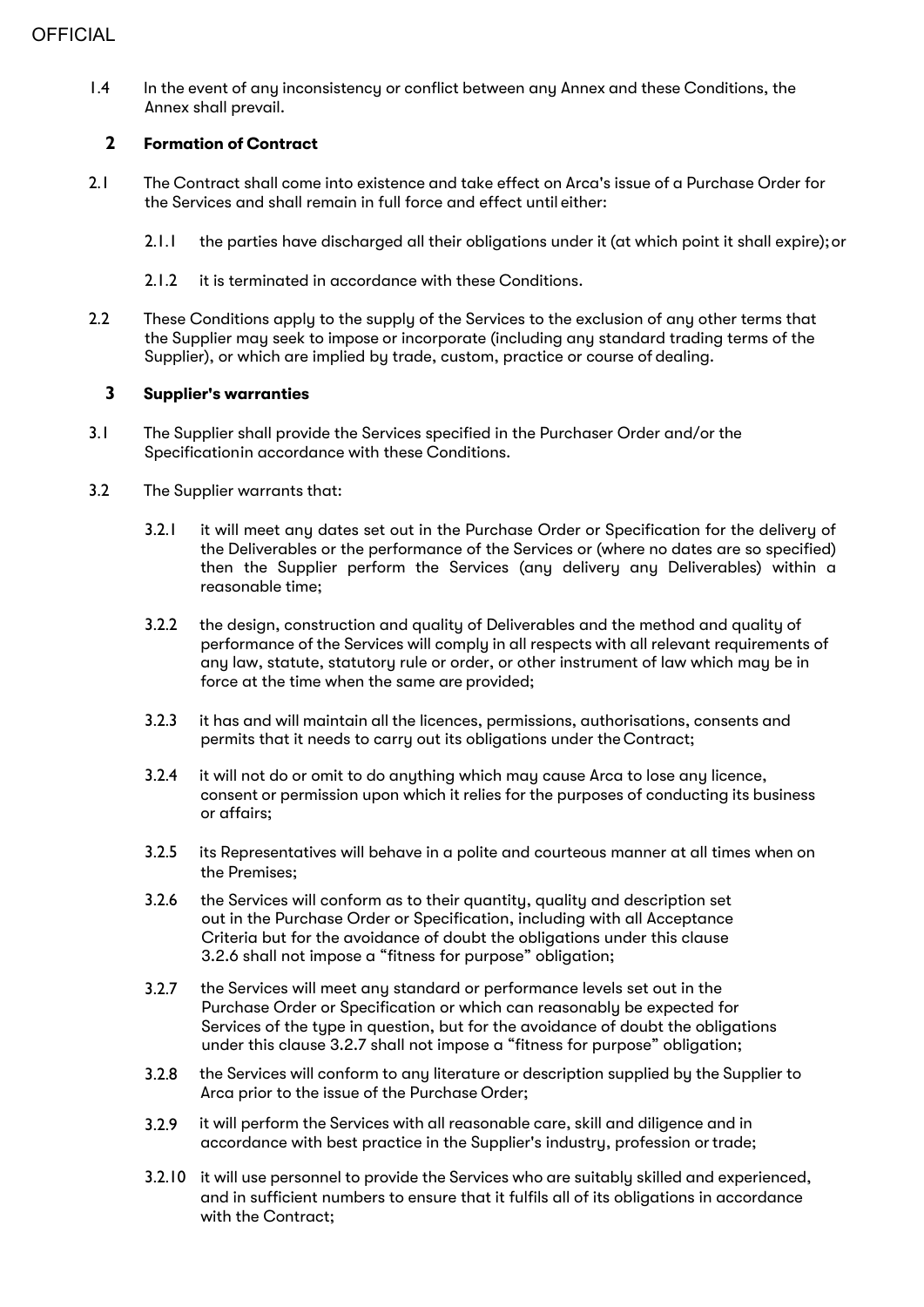1.4 In the event of any inconsistency or conflict between any Annex and these Conditions, the Annex shall prevail.

## 2 Formation of Contract

2.1 The Contract shall come into existence and take effect on Arca's issue of a Purchase Order for the Services and shall remain in full force and effect until either:

2.1.1 the parties have discharged all their obligations under it (at which point it shall expire); or

2.1.2 it is terminated in accordance with these Conditions.

2.2 These Conditions apply to the supply of the Services to the exclusion of any other terms that the Supplier may seek to impose or incorporate (including any standard trading terms of the Supplier), or which are implied by trade, custom, practice or course of dealing.

## 3 Supplier's warranties

3.1 The Supplier shall provide the Services specified in the Purchaser Order and/or the Specificationin accordance with these Conditions.

3.2 The Supplier warrants that:

3.2.1 it will meet any dates set out in the Purchase Order or Specification for the delivery of the Deliverables or the performance of the Services or (where no dates are so specified) then the Supplier perform the Services (any delivery any Deliverables) within a reasonable time;

3.2.2 the design, construction and quality of Deliverables and the method and quality of performance of the Services will comply in all respects with all relevant requirements of any law, statute, statutory rule or order, or other instrument of law which may be in force at the time when the same are provided;

3.2.3 it has and will maintain all the licences, permissions, authorisations, consents and permits that it needs to carry out its obligations under the Contract;

3.2.4 it will not do or omit to do anything which may cause Arca to lose any licence, consent or permission upon which it relies for the purposes of conducting its business or affairs;

3.2.5 its Representatives will behave in a polite and courteous manner at all times when on the Premises;

3.2.6 the Services will conform as to their quantity, quality and description set out in the Purchase Order or Specification, including with all Acceptance Criteria but for the avoidance of doubt the obligations under this clause 3.2.6 shall not impose a "fitness for purpose" obligation;

3.2.7 the Services will meet any standard or performance levels set out in the Purchase Order or Specification or which can reasonably be expected for Services of the type in question, but for the avoidance of doubt the obligations under this clause 3.2.7 shall not impose a "fitness for purpose" obligation;

3.2.8 the Services will conform to any literature or description supplied by the Supplier to Arca prior to the issue of the Purchase Order;

3.2.9 it will perform the Services with all reasonable care, skill and diligence and in accordance with best practice in the Supplier's industry, profession or trade;

3.2.10 it will use personnel to provide the Services who are suitably skilled and experienced, and in sufficient numbers to ensure that it fulfils all of its obligations in accordance with the Contract;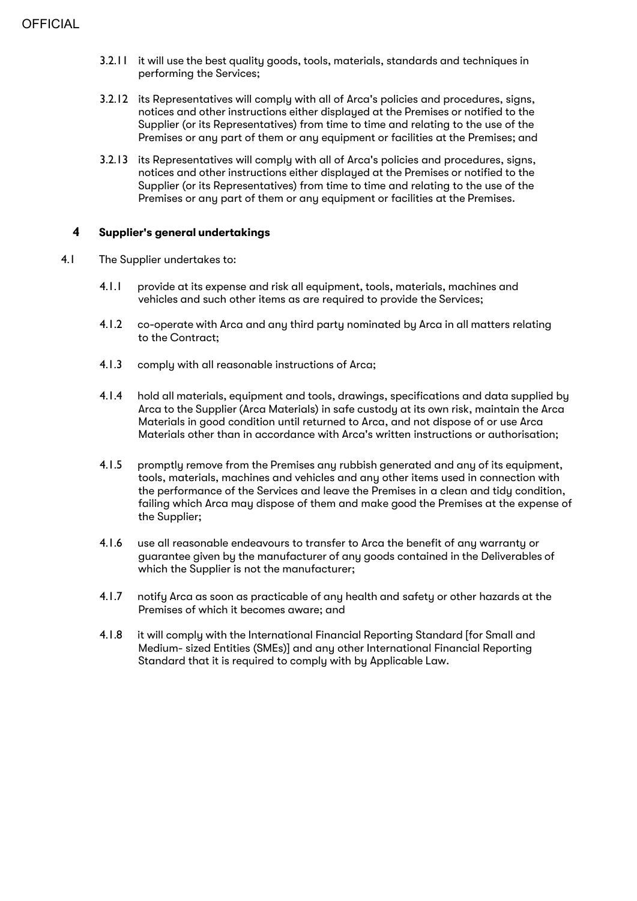3.2.11 it will use the best quality goods, tools, materials, standards and techniques in performing the Services;

3.2.12 its Representatives will comply with all of Arca's policies and procedures, signs, notices and other instructions either displayed at the Premises or notified to the Supplier (or its Representatives) from time to time and relating to the use of the Premises or any part of them or any equipment or facilities at the Premises; and

3.2.13 its Representatives will comply with all of Arca's policies and procedures, signs, notices and other instructions either displayed at the Premises or notified to the Supplier (or its Representatives) from time to time and relating to the use of the Premises or any part of them or any equipment or facilities at the Premises.

## 4 Supplier's general undertakings

4.1 The Supplier undertakes to:

4.1.1 provide at its expense and risk all equipment, tools, materials, machines and vehicles and such other items as are required to provide the Services;

4.1.2 co-operate with Arca and any third party nominated by Arca in all matters relating to the Contract;

4.1.3 comply with all reasonable instructions of Arca;

4.1.4 hold all materials, equipment and tools, drawings, specifications and data supplied by Arca to the Supplier (Arca Materials) in safe custody at its own risk, maintain the Arca Materials in good condition until returned to Arca, and not dispose of or use Arca Materials other than in accordance with Arca's written instructions or authorisation;

4.1.5 promptly remove from the Premises any rubbish generated and any of its equipment, tools, materials, machines and vehicles and any other items used in connection with the performance of the Services and leave the Premises in a clean and tidy condition, failing which Arca may dispose of them and make good the Premises at the expense of the Supplier;

4.1.6 use all reasonable endeavours to transfer to Arca the benefit of any warranty or guarantee given by the manufacturer of any goods contained in the Deliverables of which the Supplier is not the manufacturer;

4.1.7 notify Arca as soon as practicable of any health and safety or other hazards at the Premises of which it becomes aware; and

4.1.8 it will comply with the International Financial Reporting Standard [for Small and Medium- sized Entities (SMEs)] and any other International Financial Reporting Standard that it is required to comply with by Applicable Law.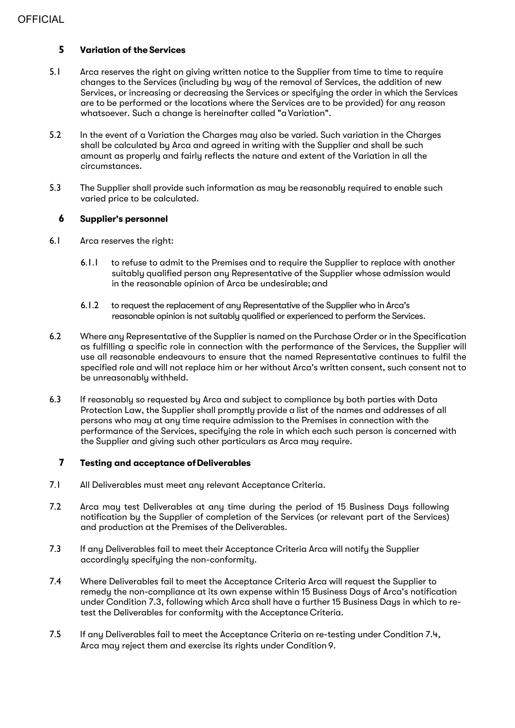## 5 Variation of the Services

5.1 Arca reserves the right on giving written notice to the Supplier from time to time to require changes to the Services (including by way of the removal of Services, the addition of new Services, or increasing or decreasing the Services or specifying the order in which the Services are to be performed or the locations where the Services are to be provided) for any reason whatsoever. Such a change is hereinafter called "a Variation".

5.2 In the event of a Variation the Charges may also be varied. Such variation in the Charges shall be calculated by Arca and agreed in writing with the Supplier and shall be such amount as properly and fairly reflects the nature and extent of the Variation in all the circumstances.

5.3 The Supplier shall provide such information as may be reasonably required to enable such varied price to be calculated.

## 6 Supplier's personnel

6.1 Arca reserves the right:

6.1.1 to refuse to admit to the Premises and to require the Supplier to replace with another suitably qualified person any Representative of the Supplier whose admission would in the reasonable opinion of Arca be undesirable; and

6.1.2 to request the replacement of any Representative of the Supplier who in Arca's reasonable opinion is not suitably qualified or experienced to perform the Services.

6.2 Where any Representative of the Supplier is named on the Purchase Order or in the Specification as fulfilling a specific role in connection with the performance of the Services, the Supplier will use all reasonable endeavours to ensure that the named Representative continues to fulfil the specified role and will not replace him or her without Arca's written consent, such consent not to be unreasonably withheld.

6.3 If reasonably so requested by Arca and subject to compliance by both parties with Data Protection Law, the Supplier shall promptly provide a list of the names and addresses of all persons who may at any time require admission to the Premises in connection with the performance of the Services, specifying the role in which each such person is concerned with the Supplier and giving such other particulars as Arca may require.

## 7 Testing and acceptance of Deliverables

7.1 All Deliverables must meet any relevant Acceptance Criteria.

7.2 Arca may test Deliverables at any time during the period of 15 Business Days following notification by the Supplier of completion of the Services (or relevant part of the Services) and production at the Premises of the Deliverables.

7.3 If any Deliverables fail to meet their Acceptance Criteria Arca will notify the Supplier accordingly specifying the non-conformity.

7.4 Where Deliverables fail to meet the Acceptance Criteria Arca will request the Supplier to remedy the non-compliance at its own expense within 15 Business Days of Arca's notification under Condition 7.3, following which Arca shall have a further 15 Business Days in which to re-test the Deliverables for conformity with the Acceptance Criteria.

7.5 If any Deliverables fail to meet the Acceptance Criteria on re-testing under Condition 7.4, Arca may reject them and exercise its rights under Condition 9.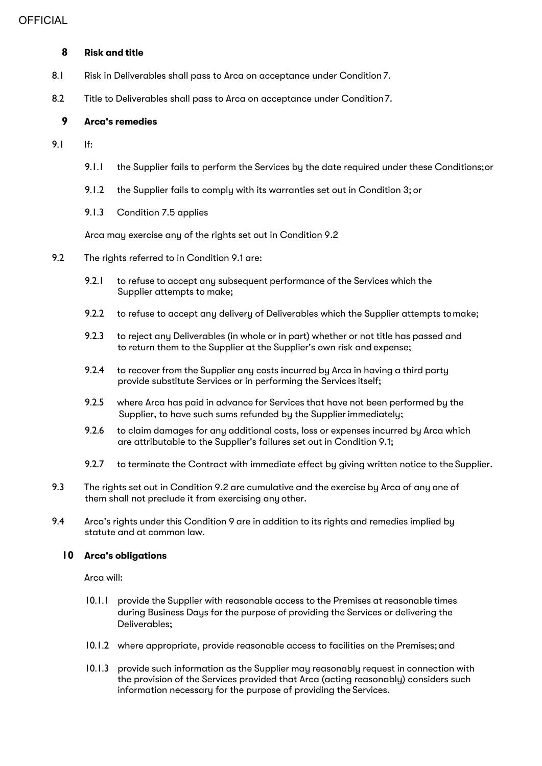## 8 Risk and title

8.1 Risk in Deliverables shall pass to Arca on acceptance under Condition 7.

8.2 Title to Deliverables shall pass to Arca on acceptance under Condition 7.

## 9 Arca's remedies

9.1 If:

9.1.1 the Supplier fails to perform the Services by the date required under these Conditions; or

9.1.2 the Supplier fails to comply with its warranties set out in Condition 3; or

9.1.3 Condition 7.5 applies

Arca may exercise any of the rights set out in Condition 9.2

9.2 The rights referred to in Condition 9.1 are:

9.2.1 to refuse to accept any subsequent performance of the Services which the Supplier attempts to make;

9.2.2 to refuse to accept any delivery of Deliverables which the Supplier attempts to make;

9.2.3 to reject any Deliverables (in whole or in part) whether or not title has passed and to return them to the Supplier at the Supplier's own risk and expense;

9.2.4 to recover from the Supplier any costs incurred by Arca in having a third party provide substitute Services or in performing the Services itself;

9.2.5 where Arca has paid in advance for Services that have not been performed by the Supplier, to have such sums refunded by the Supplier immediately;

9.2.6 to claim damages for any additional costs, loss or expenses incurred by Arca which are attributable to the Supplier's failures set out in Condition 9.1;

9.2.7 to terminate the Contract with immediate effect by giving written notice to the Supplier.

9.3 The rights set out in Condition 9.2 are cumulative and the exercise by Arca of any one of them shall not preclude it from exercising any other.

9.4 Arca's rights under this Condition 9 are in addition to its rights and remedies implied by statute and at common law.

## 10 Arca's obligations

Arca will:

10.1.1 provide the Supplier with reasonable access to the Premises at reasonable times during Business Days for the purpose of providing the Services or delivering the Deliverables;

10.1.2 where appropriate, provide reasonable access to facilities on the Premises; and

10.1.3 provide such information as the Supplier may reasonably request in connection with the provision of the Services provided that Arca (acting reasonably) considers such information necessary for the purpose of providing the Services.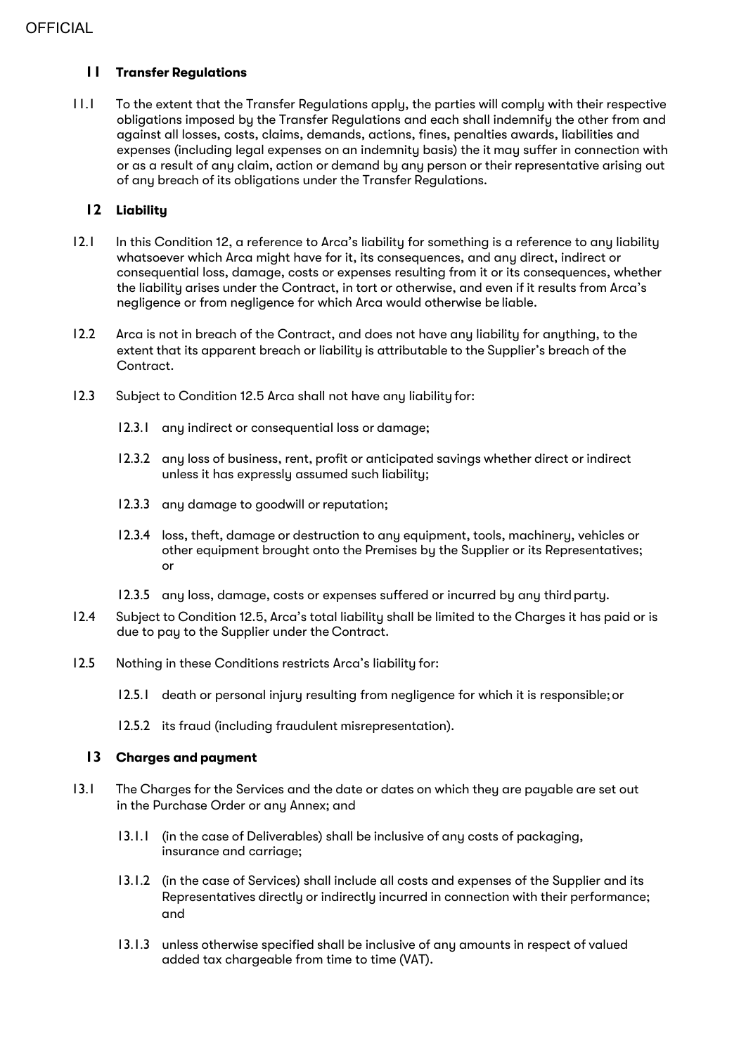## 11 Transfer Regulations

11.1 To the extent that the Transfer Regulations apply, the parties will comply with their respective obligations imposed by the Transfer Regulations and each shall indemnify the other from and against all losses, costs, claims, demands, actions, fines, penalties awards, liabilities and expenses (including legal expenses on an indemnity basis) the it may suffer in connection with or as a result of any claim, action or demand by any person or their representative arising out of any breach of its obligations under the Transfer Regulations.

## 12 Liability

12.1 In this Condition 12, a reference to Arca's liability for something is a reference to any liability whatsoever which Arca might have for it, its consequences, and any direct, indirect or consequential loss, damage, costs or expenses resulting from it or its consequences, whether the liability arises under the Contract, in tort or otherwise, and even if it results from Arca's negligence or from negligence for which Arca would otherwise be liable.

12.2 Arca is not in breach of the Contract, and does not have any liability for anything, to the extent that its apparent breach or liability is attributable to the Supplier's breach of the Contract.

12.3 Subject to Condition 12.5 Arca shall not have any liability for:

12.3.1 any indirect or consequential loss or damage;

12.3.2 any loss of business, rent, profit or anticipated savings whether direct or indirect unless it has expressly assumed such liability;

12.3.3 any damage to goodwill or reputation;

12.3.4 loss, theft, damage or destruction to any equipment, tools, machinery, vehicles or other equipment brought onto the Premises by the Supplier or its Representatives; or

12.3.5 any loss, damage, costs or expenses suffered or incurred by any third party.

12.4 Subject to Condition 12.5, Arca's total liability shall be limited to the Charges it has paid or is due to pay to the Supplier under the Contract.

12.5 Nothing in these Conditions restricts Arca's liability for:

12.5.1 death or personal injury resulting from negligence for which it is responsible; or

12.5.2 its fraud (including fraudulent misrepresentation).

## 13 Charges and payment

13.1 The Charges for the Services and the date or dates on which they are payable are set out in the Purchase Order or any Annex; and

13.1.1 (in the case of Deliverables) shall be inclusive of any costs of packaging, insurance and carriage;

13.1.2 (in the case of Services) shall include all costs and expenses of the Supplier and its Representatives directly or indirectly incurred in connection with their performance; and

13.1.3 unless otherwise specified shall be inclusive of any amounts in respect of valued added tax chargeable from time to time (VAT).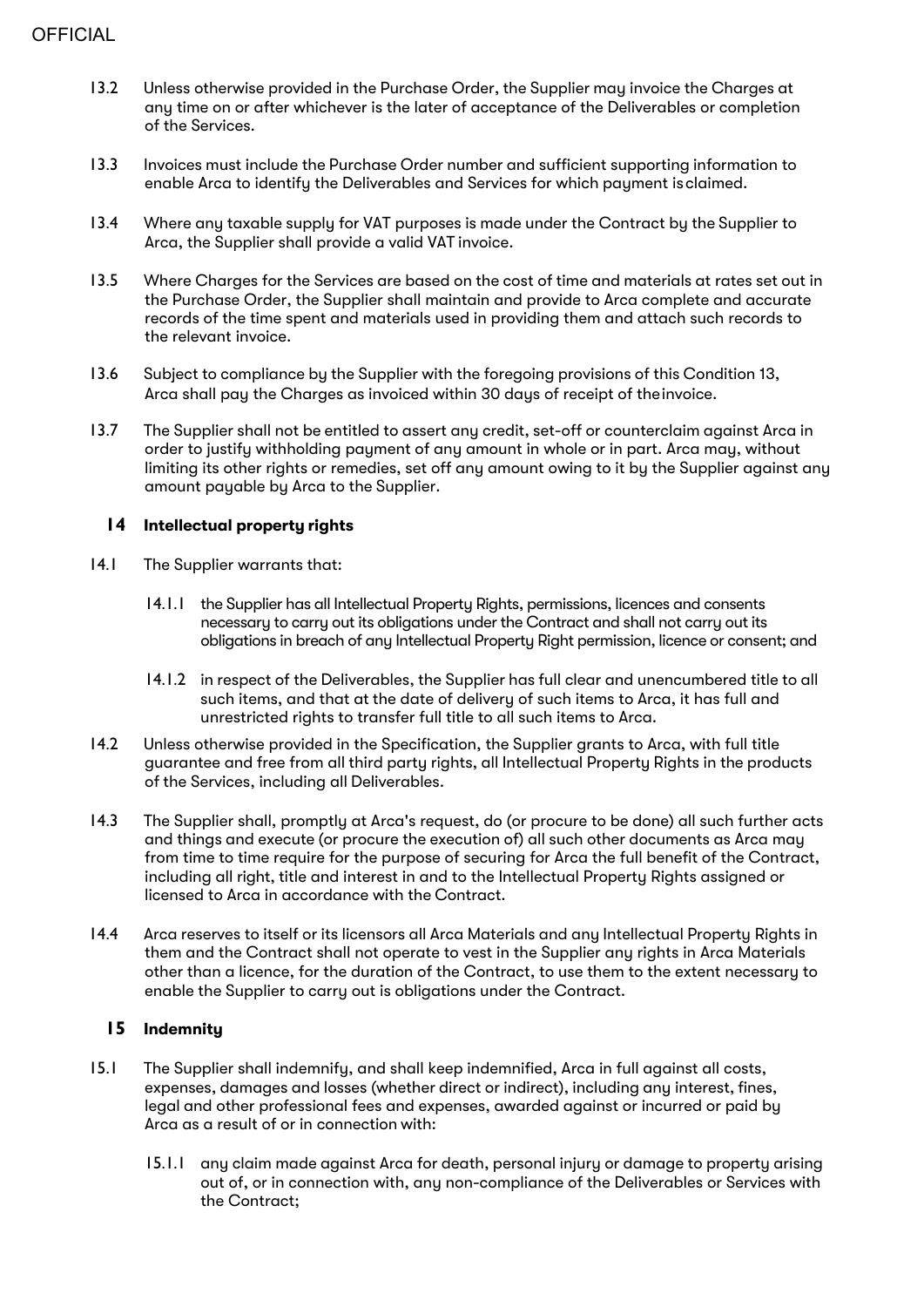13.2 Unless otherwise provided in the Purchase Order, the Supplier may invoice the Charges at any time on or after whichever is the later of acceptance of the Deliverables or completion of the Services.

13.3 Invoices must include the Purchase Order number and sufficient supporting information to enable Arca to identify the Deliverables and Services for which payment is claimed.

13.4 Where any taxable supply for VAT purposes is made under the Contract by the Supplier to Arca, the Supplier shall provide a valid VAT invoice.

13.5 Where Charges for the Services are based on the cost of time and materials at rates set out in the Purchase Order, the Supplier shall maintain and provide to Arca complete and accurate records of the time spent and materials used in providing them and attach such records to the relevant invoice.

13.6 Subject to compliance by the Supplier with the foregoing provisions of this Condition 13, Arca shall pay the Charges as invoiced within 30 days of receipt of the invoice.

13.7 The Supplier shall not be entitled to assert any credit, set-off or counterclaim against Arca in order to justify withholding payment of any amount in whole or in part. Arca may, without limiting its other rights or remedies, set off any amount owing to it by the Supplier against any amount payable by Arca to the Supplier.

## 14 Intellectual property rights

14.1 The Supplier warrants that:

14.1.1 the Supplier has all Intellectual Property Rights, permissions, licences and consents necessary to carry out its obligations under the Contract and shall not carry out its obligations in breach of any Intellectual Property Right permission, licence or consent; and

14.1.2 in respect of the Deliverables, the Supplier has full clear and unencumbered title to all such items, and that at the date of delivery of such items to Arca, it has full and unrestricted rights to transfer full title to all such items to Arca.

14.2 Unless otherwise provided in the Specification, the Supplier grants to Arca, with full title guarantee and free from all third party rights, all Intellectual Property Rights in the products of the Services, including all Deliverables.

14.3 The Supplier shall, promptly at Arca's request, do (or procure to be done) all such further acts and things and execute (or procure the execution of) all such other documents as Arca may from time to time require for the purpose of securing for Arca the full benefit of the Contract, including all right, title and interest in and to the Intellectual Property Rights assigned or licensed to Arca in accordance with the Contract.

14.4 Arca reserves to itself or its licensors all Arca Materials and any Intellectual Property Rights in them and the Contract shall not operate to vest in the Supplier any rights in Arca Materials other than a licence, for the duration of the Contract, to use them to the extent necessary to enable the Supplier to carry out is obligations under the Contract.

## 15 Indemnity

15.1 The Supplier shall indemnify, and shall keep indemnified, Arca in full against all costs, expenses, damages and losses (whether direct or indirect), including any interest, fines, legal and other professional fees and expenses, awarded against or incurred or paid by Arca as a result of or in connection with:

15.1.1 any claim made against Arca for death, personal injury or damage to property arising out of, or in connection with, any non-compliance of the Deliverables or Services with the Contract;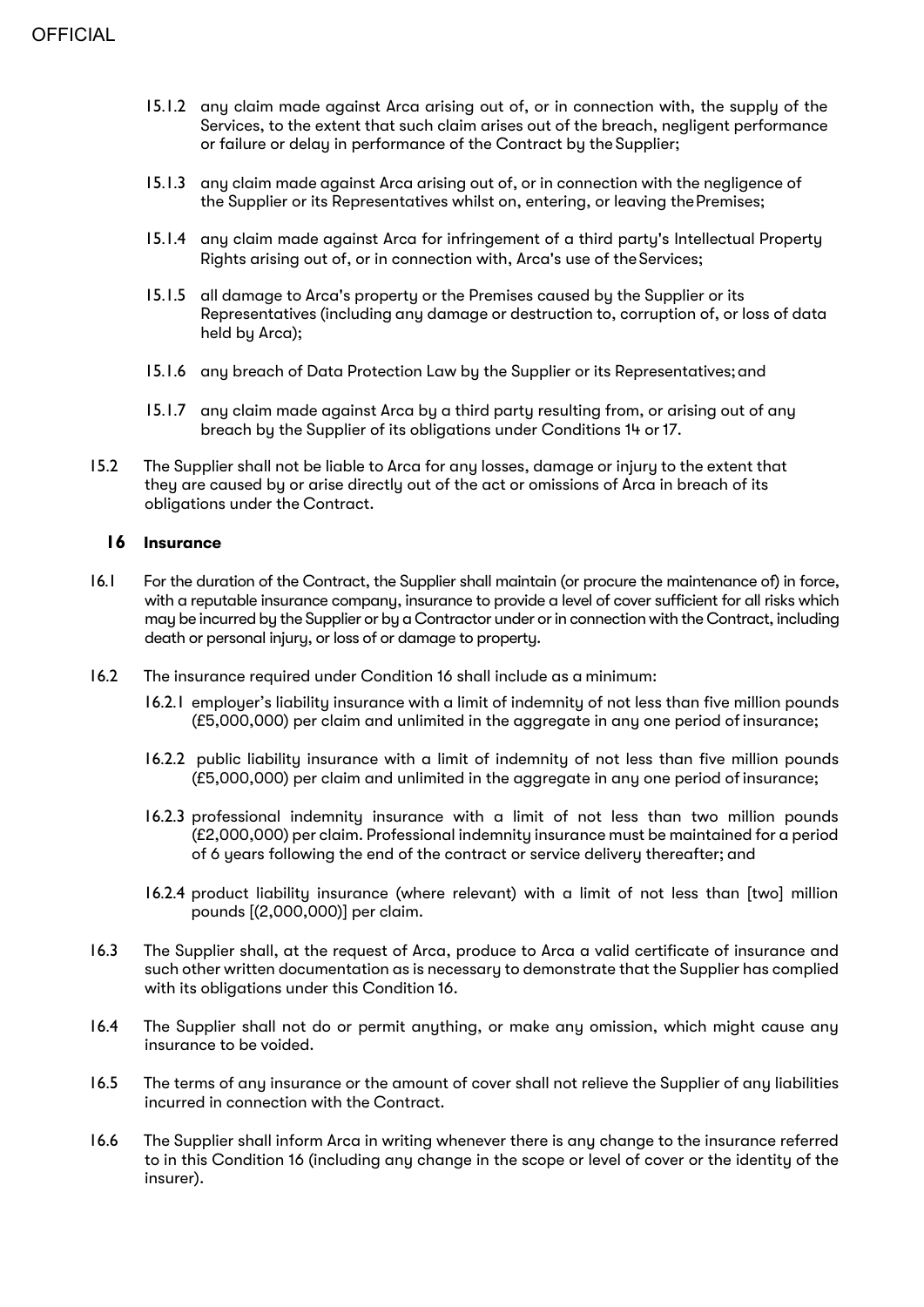15.1.2 any claim made against Arca arising out of, or in connection with, the supply of the Services, to the extent that such claim arises out of the breach, negligent performance or failure or delay in performance of the Contract by the Supplier;

15.1.3 any claim made against Arca arising out of, or in connection with the negligence of the Supplier or its Representatives whilst on, entering, or leaving the Premises;

15.1.4 any claim made against Arca for infringement of a third party's Intellectual Property Rights arising out of, or in connection with, Arca's use of the Services;

15.1.5 all damage to Arca's property or the Premises caused by the Supplier or its Representatives (including any damage or destruction to, corruption of, or loss of data held by Arca);

15.1.6 any breach of Data Protection Law by the Supplier or its Representatives; and

15.1.7 any claim made against Arca by a third party resulting from, or arising out of any breach by the Supplier of its obligations under Conditions 14 or 17.

15.2 The Supplier shall not be liable to Arca for any losses, damage or injury to the extent that they are caused by or arise directly out of the act or omissions of Arca in breach of its obligations under the Contract.

## 16 Insurance

16.1 For the duration of the Contract, the Supplier shall maintain (or procure the maintenance of) in force, with a reputable insurance company, insurance to provide a level of cover sufficient for all risks which may be incurred by the Supplier or by a Contractor under or in connection with the Contract, including death or personal injury, or loss of or damage to property.

16.2 The insurance required under Condition 16 shall include as a minimum:

16.2.1 employer's liability insurance with a limit of indemnity of not less than five million pounds (£5,000,000) per claim and unlimited in the aggregate in any one period of insurance;

16.2.2 public liability insurance with a limit of indemnity of not less than five million pounds (£5,000,000) per claim and unlimited in the aggregate in any one period of insurance;

16.2.3 professional indemnity insurance with a limit of not less than two million pounds (£2,000,000) per claim. Professional indemnity insurance must be maintained for a period of 6 years following the end of the contract or service delivery thereafter; and

16.2.4 product liability insurance (where relevant) with a limit of not less than [two] million pounds [(2,000,000)] per claim.

16.3 The Supplier shall, at the request of Arca, produce to Arca a valid certificate of insurance and such other written documentation as is necessary to demonstrate that the Supplier has complied with its obligations under this Condition 16.

16.4 The Supplier shall not do or permit anything, or make any omission, which might cause any insurance to be voided.

16.5 The terms of any insurance or the amount of cover shall not relieve the Supplier of any liabilities incurred in connection with the Contract.

16.6 The Supplier shall inform Arca in writing whenever there is any change to the insurance referred to in this Condition 16 (including any change in the scope or level of cover or the identity of the insurer).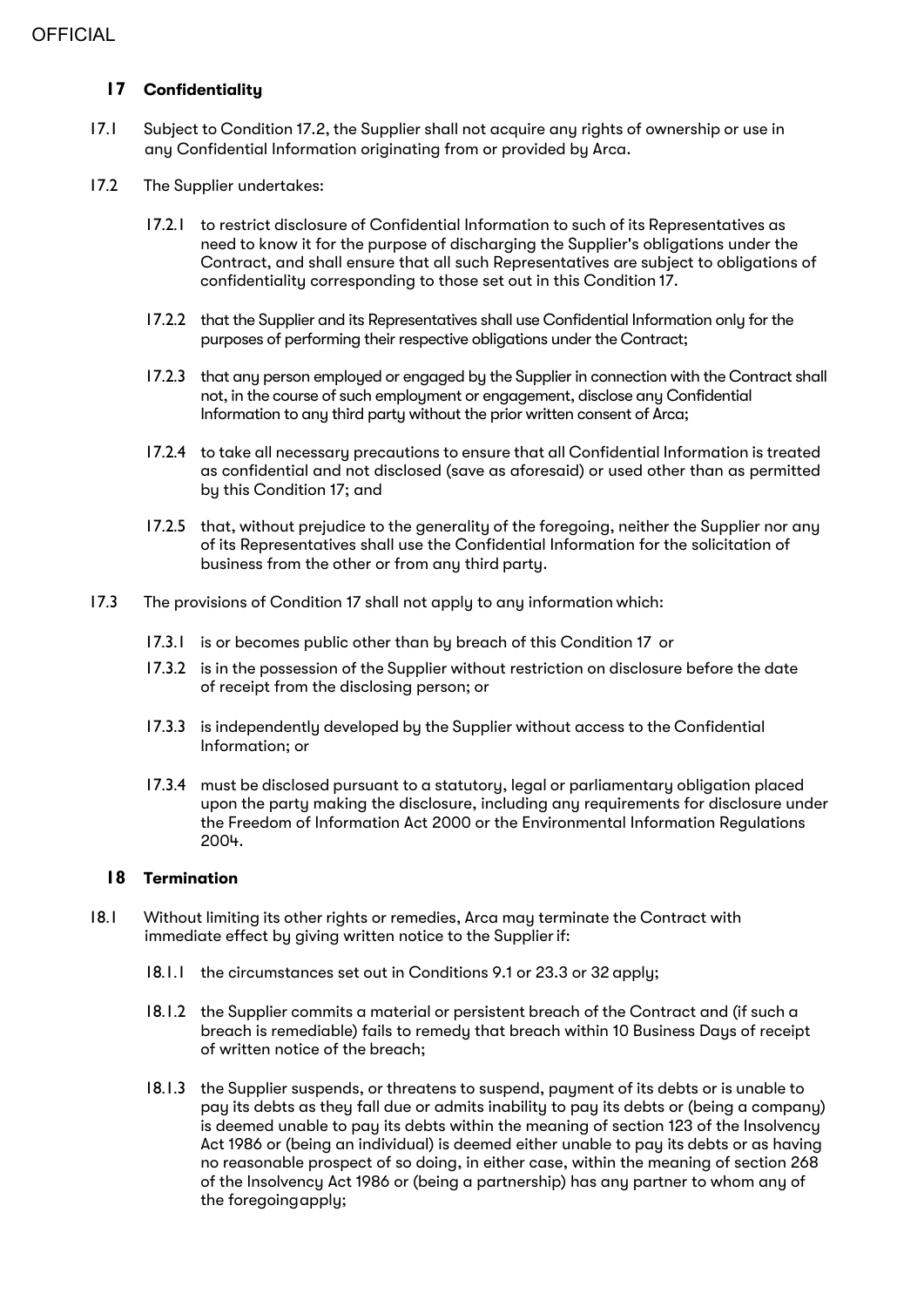## 17 Confidentiality

17.1 Subject to Condition 17.2, the Supplier shall not acquire any rights of ownership or use in any Confidential Information originating from or provided by Arca.

17.2 The Supplier undertakes:

17.2.1 to restrict disclosure of Confidential Information to such of its Representatives as need to know it for the purpose of discharging the Supplier's obligations under the Contract, and shall ensure that all such Representatives are subject to obligations of confidentiality corresponding to those set out in this Condition 17.

17.2.2 that the Supplier and its Representatives shall use Confidential Information only for the purposes of performing their respective obligations under the Contract;

17.2.3 that any person employed or engaged by the Supplier in connection with the Contract shall not, in the course of such employment or engagement, disclose any Confidential Information to any third party without the prior written consent of Arca;

17.2.4 to take all necessary precautions to ensure that all Confidential Information is treated as confidential and not disclosed (save as aforesaid) or used other than as permitted by this Condition 17; and

17.2.5 that, without prejudice to the generality of the foregoing, neither the Supplier nor any of its Representatives shall use the Confidential Information for the solicitation of business from the other or from any third party.

17.3 The provisions of Condition 17 shall not apply to any information which:

17.3.1 is or becomes public other than by breach of this Condition 17 or

17.3.2 is in the possession of the Supplier without restriction on disclosure before the date of receipt from the disclosing person; or

17.3.3 is independently developed by the Supplier without access to the Confidential Information; or

17.3.4 must be disclosed pursuant to a statutory, legal or parliamentary obligation placed upon the party making the disclosure, including any requirements for disclosure under the Freedom of Information Act 2000 or the Environmental Information Regulations 2004.

## 18 Termination

18.1 Without limiting its other rights or remedies, Arca may terminate the Contract with immediate effect by giving written notice to the Supplier if:

18.1.1 the circumstances set out in Conditions 9.1 or 23.3 or 32 apply;

18.1.2 the Supplier commits a material or persistent breach of the Contract and (if such a breach is remediable) fails to remedy that breach within 10 Business Days of receipt of written notice of the breach;

18.1.3 the Supplier suspends, or threatens to suspend, payment of its debts or is unable to pay its debts as they fall due or admits inability to pay its debts or (being a company) is deemed unable to pay its debts within the meaning of section 123 of the Insolvency Act 1986 or (being an individual) is deemed either unable to pay its debts or as having no reasonable prospect of so doing, in either case, within the meaning of section 268 of the Insolvency Act 1986 or (being a partnership) has any partner to whom any of the foregoingapply;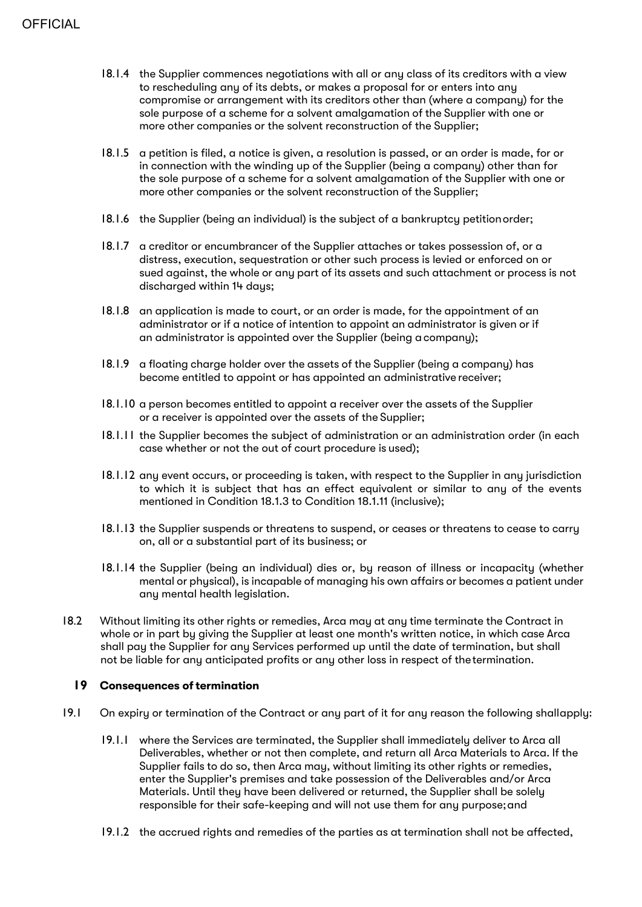18.1.4 the Supplier commences negotiations with all or any class of its creditors with a view to rescheduling any of its debts, or makes a proposal for or enters into any compromise or arrangement with its creditors other than (where a company) for the sole purpose of a scheme for a solvent amalgamation of the Supplier with one or more other companies or the solvent reconstruction of the Supplier;

18.1.5 a petition is filed, a notice is given, a resolution is passed, or an order is made, for or in connection with the winding up of the Supplier (being a company) other than for the sole purpose of a scheme for a solvent amalgamation of the Supplier with one or more other companies or the solvent reconstruction of the Supplier;

18.1.6 the Supplier (being an individual) is the subject of a bankruptcy petition order;

18.1.7 a creditor or encumbrancer of the Supplier attaches or takes possession of, or a distress, execution, sequestration or other such process is levied or enforced on or sued against, the whole or any part of its assets and such attachment or process is not discharged within 14 days;

18.1.8 an application is made to court, or an order is made, for the appointment of an administrator or if a notice of intention to appoint an administrator is given or if an administrator is appointed over the Supplier (being a company);

18.1.9 a floating charge holder over the assets of the Supplier (being a company) has become entitled to appoint or has appointed an administrative receiver;

18.1.10 a person becomes entitled to appoint a receiver over the assets of the Supplier or a receiver is appointed over the assets of the Supplier;

18.1.11 the Supplier becomes the subject of administration or an administration order (in each case whether or not the out of court procedure is used);

18.1.12 any event occurs, or proceeding is taken, with respect to the Supplier in any jurisdiction to which it is subject that has an effect equivalent or similar to any of the events mentioned in Condition 18.1.3 to Condition 18.1.11 (inclusive);

18.1.13 the Supplier suspends or threatens to suspend, or ceases or threatens to cease to carry on, all or a substantial part of its business; or

18.1.14 the Supplier (being an individual) dies or, by reason of illness or incapacity (whether mental or physical), is incapable of managing his own affairs or becomes a patient under any mental health legislation.

18.2 Without limiting its other rights or remedies, Arca may at any time terminate the Contract in whole or in part by giving the Supplier at least one month's written notice, in which case Arca shall pay the Supplier for any Services performed up until the date of termination, but shall not be liable for any anticipated profits or any other loss in respect of the termination.

## 19 Consequences of termination

19.1 On expiry or termination of the Contract or any part of it for any reason the following shall apply:

19.1.1 where the Services are terminated, the Supplier shall immediately deliver to Arca all Deliverables, whether or not then complete, and return all Arca Materials to Arca. If the Supplier fails to do so, then Arca may, without limiting its other rights or remedies, enter the Supplier's premises and take possession of the Deliverables and/or Arca Materials. Until they have been delivered or returned, the Supplier shall be solely responsible for their safe-keeping and will not use them for any purpose; and

19.1.2 the accrued rights and remedies of the parties as at termination shall not be affected,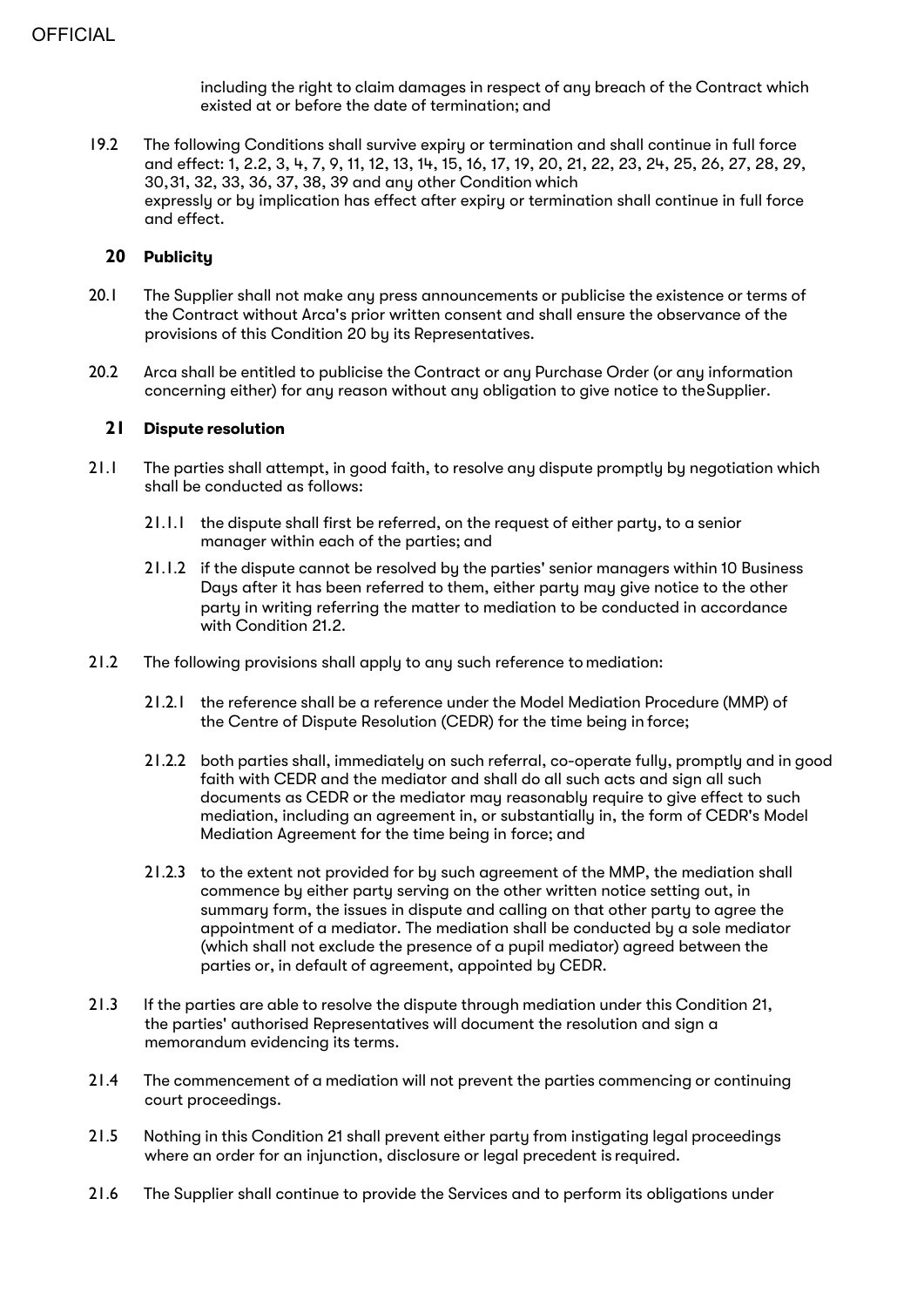including the right to claim damages in respect of any breach of the Contract which existed at or before the date of termination; and

19.2 The following Conditions shall survive expiry or termination and shall continue in full force and effect: 1, 2.2, 3, 4, 7, 9, 11, 12, 13, 14, 15, 16, 17, 19, 20, 21, 22, 23, 24, 25, 26, 27, 28, 29, 30, 31, 32, 33, 36, 37, 38, 39 and any other Condition which expressly or by implication has effect after expiry or termination shall continue in full force and effect.

## 20 Publicity

20.1 The Supplier shall not make any press announcements or publicise the existence or terms of the Contract without Arca's prior written consent and shall ensure the observance of the provisions of this Condition 20 by its Representatives.

20.2 Arca shall be entitled to publicise the Contract or any Purchase Order (or any information concerning either) for any reason without any obligation to give notice to the Supplier.

## 21 Dispute resolution

21.1 The parties shall attempt, in good faith, to resolve any dispute promptly by negotiation which shall be conducted as follows:

21.1.1 the dispute shall first be referred, on the request of either party, to a senior manager within each of the parties; and

21.1.2 if the dispute cannot be resolved by the parties' senior managers within 10 Business Days after it has been referred to them, either party may give notice to the other party in writing referring the matter to mediation to be conducted in accordance with Condition 21.2.

21.2 The following provisions shall apply to any such reference to mediation:

21.2.1 the reference shall be a reference under the Model Mediation Procedure (MMP) of the Centre of Dispute Resolution (CEDR) for the time being in force;

21.2.2 both parties shall, immediately on such referral, co-operate fully, promptly and in good faith with CEDR and the mediator and shall do all such acts and sign all such documents as CEDR or the mediator may reasonably require to give effect to such mediation, including an agreement in, or substantially in, the form of CEDR's Model Mediation Agreement for the time being in force; and

21.2.3 to the extent not provided for by such agreement of the MMP, the mediation shall commence by either party serving on the other written notice setting out, in summary form, the issues in dispute and calling on that other party to agree the appointment of a mediator. The mediation shall be conducted by a sole mediator (which shall not exclude the presence of a pupil mediator) agreed between the parties or, in default of agreement, appointed by CEDR.

21.3 If the parties are able to resolve the dispute through mediation under this Condition 21, the parties' authorised Representatives will document the resolution and sign a memorandum evidencing its terms.

21.4 The commencement of a mediation will not prevent the parties commencing or continuing court proceedings.

21.5 Nothing in this Condition 21 shall prevent either party from instigating legal proceedings where an order for an injunction, disclosure or legal precedent is required.

21.6 The Supplier shall continue to provide the Services and to perform its obligations under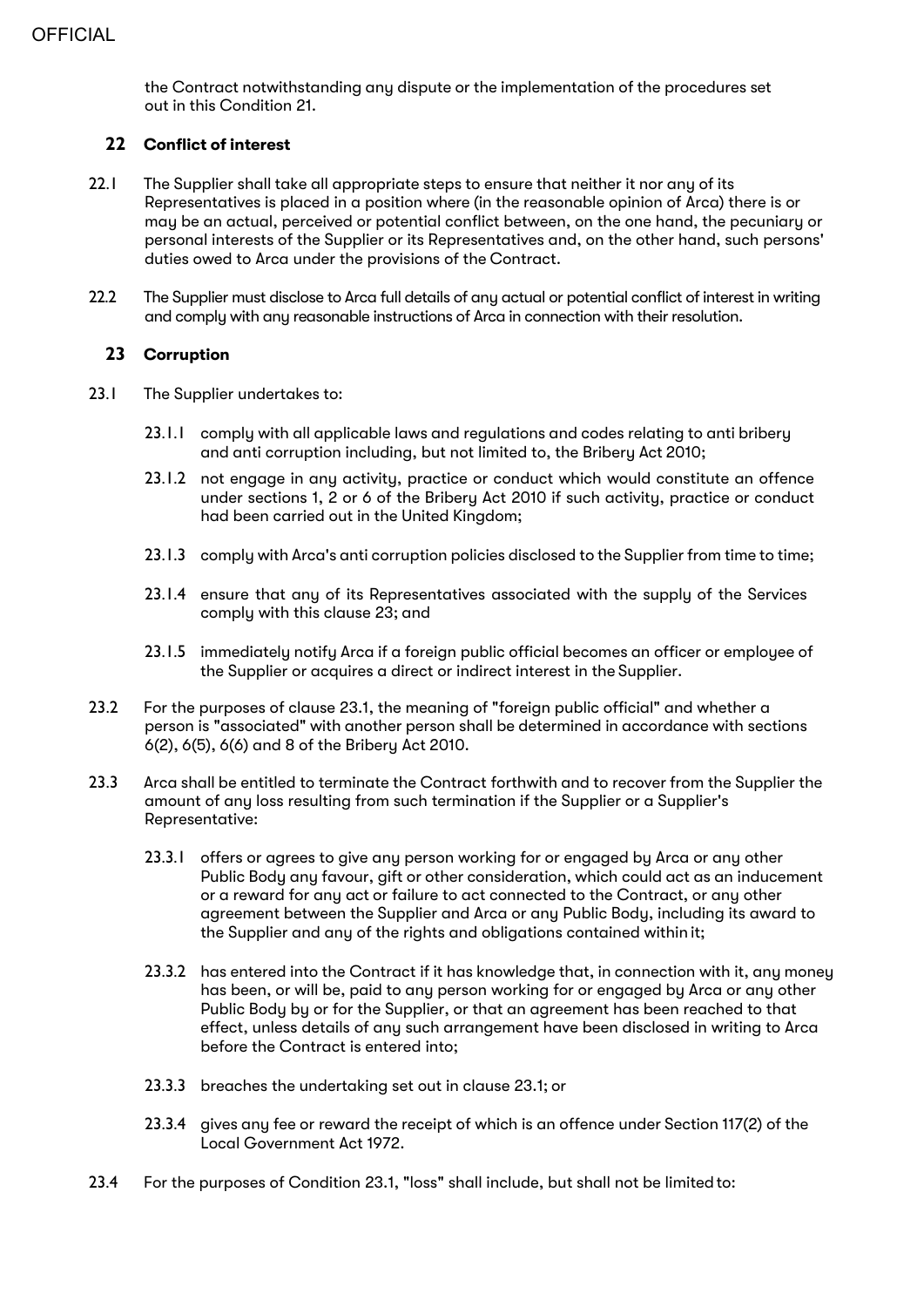the Contract notwithstanding any dispute or the implementation of the procedures set out in this Condition 21.

## 22 Conflict of interest

22.1 The Supplier shall take all appropriate steps to ensure that neither it nor any of its Representatives is placed in a position where (in the reasonable opinion of Arca) there is or may be an actual, perceived or potential conflict between, on the one hand, the pecuniary or personal interests of the Supplier or its Representatives and, on the other hand, such persons' duties owed to Arca under the provisions of the Contract.

22.2 The Supplier must disclose to Arca full details of any actual or potential conflict of interest in writing and comply with any reasonable instructions of Arca in connection with their resolution.

## 23 Corruption

23.1 The Supplier undertakes to:

23.1.1 comply with all applicable laws and regulations and codes relating to anti bribery and anti corruption including, but not limited to, the Bribery Act 2010;

23.1.2 not engage in any activity, practice or conduct which would constitute an offence under sections 1, 2 or 6 of the Bribery Act 2010 if such activity, practice or conduct had been carried out in the United Kingdom;

23.1.3 comply with Arca's anti corruption policies disclosed to the Supplier from time to time;

23.1.4 ensure that any of its Representatives associated with the supply of the Services comply with this clause 23; and

23.1.5 immediately notify Arca if a foreign public official becomes an officer or employee of the Supplier or acquires a direct or indirect interest in the Supplier.

23.2 For the purposes of clause 23.1, the meaning of "foreign public official" and whether a person is "associated" with another person shall be determined in accordance with sections 6(2), 6(5), 6(6) and 8 of the Bribery Act 2010.

23.3 Arca shall be entitled to terminate the Contract forthwith and to recover from the Supplier the amount of any loss resulting from such termination if the Supplier or a Supplier's Representative:

23.3.1 offers or agrees to give any person working for or engaged by Arca or any other Public Body any favour, gift or other consideration, which could act as an inducement or a reward for any act or failure to act connected to the Contract, or any other agreement between the Supplier and Arca or any Public Body, including its award to the Supplier and any of the rights and obligations contained within it;

23.3.2 has entered into the Contract if it has knowledge that, in connection with it, any money has been, or will be, paid to any person working for or engaged by Arca or any other Public Body by or for the Supplier, or that an agreement has been reached to that effect, unless details of any such arrangement have been disclosed in writing to Arca before the Contract is entered into;

23.3.3 breaches the undertaking set out in clause 23.1; or

23.3.4 gives any fee or reward the receipt of which is an offence under Section 117(2) of the Local Government Act 1972.

23.4 For the purposes of Condition 23.1, "loss" shall include, but shall not be limited to: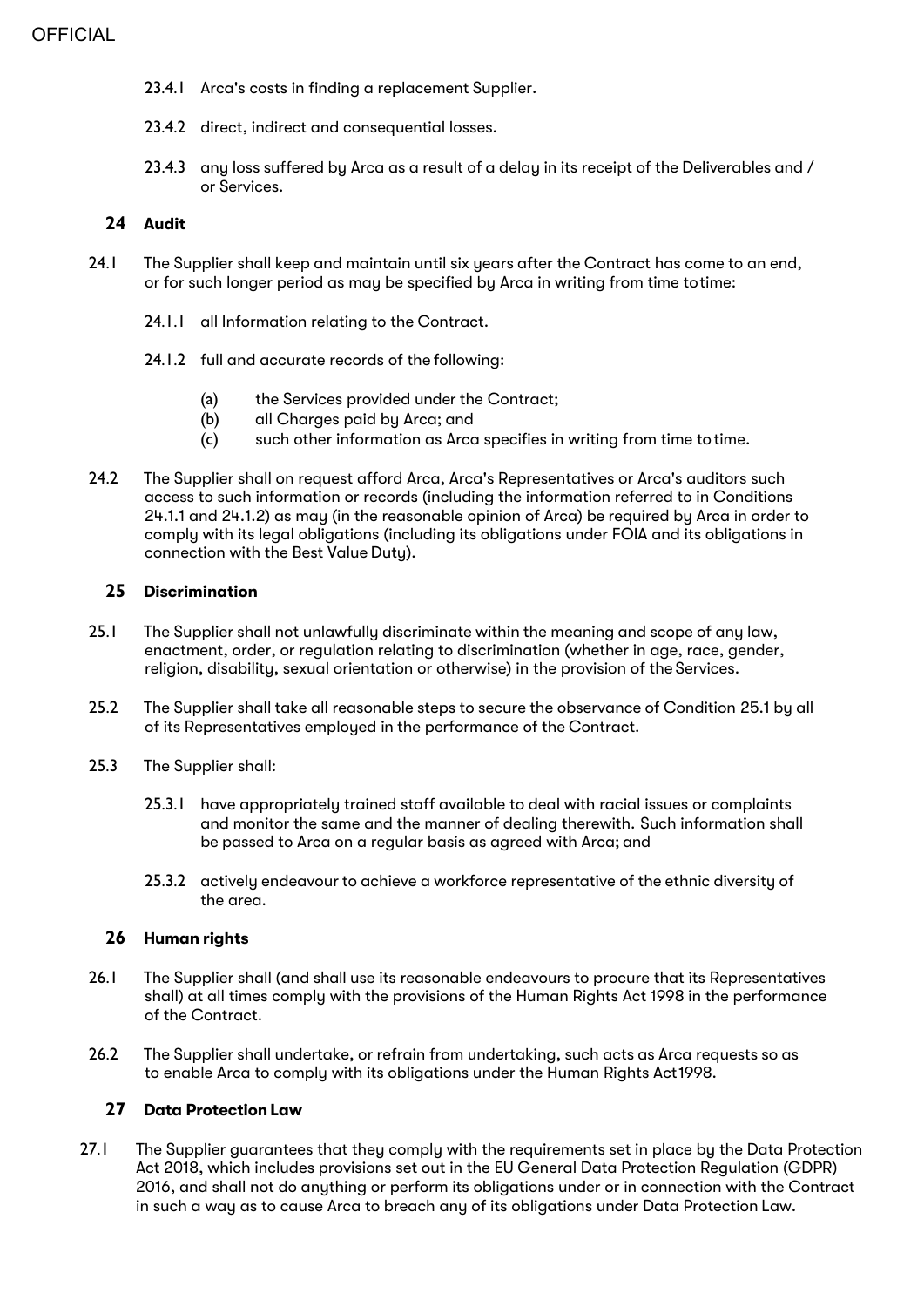23.4.1 Arca's costs in finding a replacement Supplier.

23.4.2 direct, indirect and consequential losses.

23.4.3 any loss suffered by Arca as a result of a delay in its receipt of the Deliverables and / or Services.

## 24 Audit

24.1 The Supplier shall keep and maintain until six years after the Contract has come to an end, or for such longer period as may be specified by Arca in writing from time to time:

24.1.1 all Information relating to the Contract.

24.1.2 full and accurate records of the following:

(a) the Services provided under the Contract;
(b) all Charges paid by Arca; and
(c) such other information as Arca specifies in writing from time to time.

24.2 The Supplier shall on request afford Arca, Arca's Representatives or Arca's auditors such access to such information or records (including the information referred to in Conditions 24.1.1 and 24.1.2) as may (in the reasonable opinion of Arca) be required by Arca in order to comply with its legal obligations (including its obligations under FOIA and its obligations in connection with the Best Value Duty).

## 25 Discrimination

25.1 The Supplier shall not unlawfully discriminate within the meaning and scope of any law, enactment, order, or regulation relating to discrimination (whether in age, race, gender, religion, disability, sexual orientation or otherwise) in the provision of the Services.

25.2 The Supplier shall take all reasonable steps to secure the observance of Condition 25.1 by all of its Representatives employed in the performance of the Contract.

25.3 The Supplier shall:

25.3.1 have appropriately trained staff available to deal with racial issues or complaints and monitor the same and the manner of dealing therewith. Such information shall be passed to Arca on a regular basis as agreed with Arca; and

25.3.2 actively endeavour to achieve a workforce representative of the ethnic diversity of the area.

## 26 Human rights

26.1 The Supplier shall (and shall use its reasonable endeavours to procure that its Representatives shall) at all times comply with the provisions of the Human Rights Act 1998 in the performance of the Contract.

26.2 The Supplier shall undertake, or refrain from undertaking, such acts as Arca requests so as to enable Arca to comply with its obligations under the Human Rights Act 1998.

## 27 Data Protection Law

27.1 The Supplier guarantees that they comply with the requirements set in place by the Data Protection Act 2018, which includes provisions set out in the EU General Data Protection Regulation (GDPR) 2016, and shall not do anything or perform its obligations under or in connection with the Contract in such a way as to cause Arca to breach any of its obligations under Data Protection Law.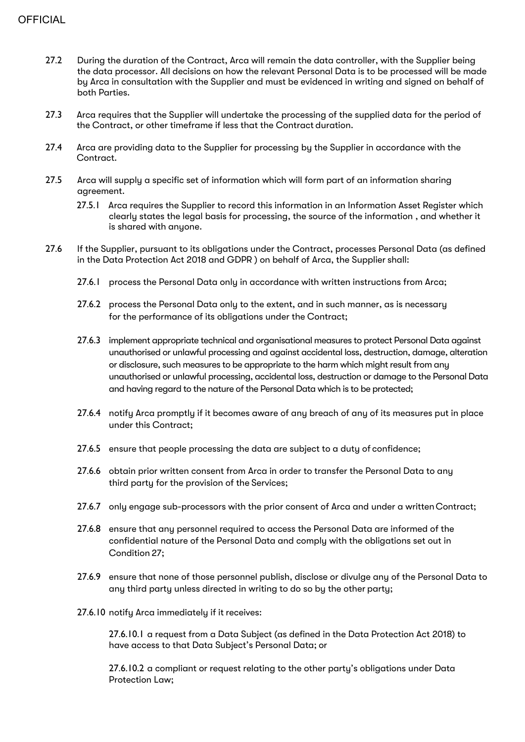27.2 During the duration of the Contract, Arca will remain the data controller, with the Supplier being the data processor. All decisions on how the relevant Personal Data is to be processed will be made by Arca in consultation with the Supplier and must be evidenced in writing and signed on behalf of both Parties.

27.3 Arca requires that the Supplier will undertake the processing of the supplied data for the period of the Contract, or other timeframe if less that the Contract duration.

27.4 Arca are providing data to the Supplier for processing by the Supplier in accordance with the Contract.

27.5 Arca will supply a specific set of information which will form part of an information sharing agreement.

27.5.1 Arca requires the Supplier to record this information in an Information Asset Register which clearly states the legal basis for processing, the source of the information , and whether it is shared with anyone.

27.6 If the Supplier, pursuant to its obligations under the Contract, processes Personal Data (as defined in the Data Protection Act 2018 and GDPR ) on behalf of Arca, the Supplier shall:

27.6.1 process the Personal Data only in accordance with written instructions from Arca;

27.6.2 process the Personal Data only to the extent, and in such manner, as is necessary for the performance of its obligations under the Contract;

27.6.3 implement appropriate technical and organisational measures to protect Personal Data against unauthorised or unlawful processing and against accidental loss, destruction, damage, alteration or disclosure, such measures to be appropriate to the harm which might result from any unauthorised or unlawful processing, accidental loss, destruction or damage to the Personal Data and having regard to the nature of the Personal Data which is to be protected;

27.6.4 notify Arca promptly if it becomes aware of any breach of any of its measures put in place under this Contract;

27.6.5 ensure that people processing the data are subject to a duty of confidence;

27.6.6 obtain prior written consent from Arca in order to transfer the Personal Data to any third party for the provision of the Services;

27.6.7 only engage sub-processors with the prior consent of Arca and under a written Contract;

27.6.8 ensure that any personnel required to access the Personal Data are informed of the confidential nature of the Personal Data and comply with the obligations set out in Condition 27;

27.6.9 ensure that none of those personnel publish, disclose or divulge any of the Personal Data to any third party unless directed in writing to do so by the other party;

27.6.10 notify Arca immediately if it receives:

27.6.10.1 a request from a Data Subject (as defined in the Data Protection Act 2018) to have access to that Data Subject's Personal Data; or

27.6.10.2 a compliant or request relating to the other party's obligations under Data Protection Law;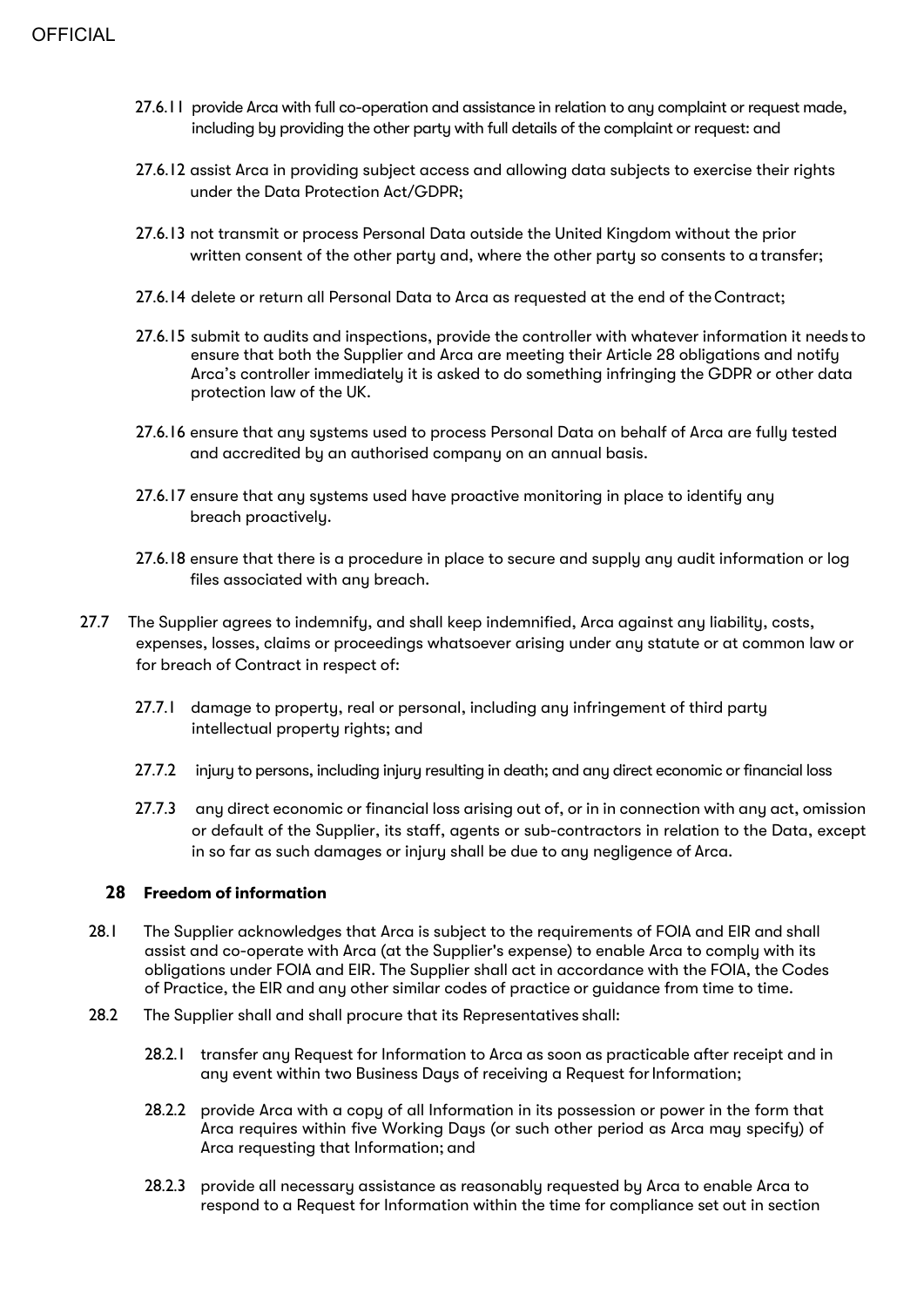27.6.11 provide Arca with full co-operation and assistance in relation to any complaint or request made, including by providing the other party with full details of the complaint or request: and

27.6.12 assist Arca in providing subject access and allowing data subjects to exercise their rights under the Data Protection Act/GDPR;

27.6.13 not transmit or process Personal Data outside the United Kingdom without the prior written consent of the other party and, where the other party so consents to a transfer;

27.6.14 delete or return all Personal Data to Arca as requested at the end of the Contract;

27.6.15 submit to audits and inspections, provide the controller with whatever information it needs to ensure that both the Supplier and Arca are meeting their Article 28 obligations and notify Arca's controller immediately it is asked to do something infringing the GDPR or other data protection law of the UK.

27.6.16 ensure that any systems used to process Personal Data on behalf of Arca are fully tested and accredited by an authorised company on an annual basis.

27.6.17 ensure that any systems used have proactive monitoring in place to identify any breach proactively.

27.6.18 ensure that there is a procedure in place to secure and supply any audit information or log files associated with any breach.

27.7 The Supplier agrees to indemnify, and shall keep indemnified, Arca against any liability, costs, expenses, losses, claims or proceedings whatsoever arising under any statute or at common law or for breach of Contract in respect of:

27.7.1 damage to property, real or personal, including any infringement of third party intellectual property rights; and

27.7.2 injury to persons, including injury resulting in death; and any direct economic or financial loss

27.7.3 any direct economic or financial loss arising out of, or in in connection with any act, omission or default of the Supplier, its staff, agents or sub-contractors in relation to the Data, except in so far as such damages or injury shall be due to any negligence of Arca.

## 28 Freedom of information

28.1 The Supplier acknowledges that Arca is subject to the requirements of FOIA and EIR and shall assist and co-operate with Arca (at the Supplier's expense) to enable Arca to comply with its obligations under FOIA and EIR. The Supplier shall act in accordance with the FOIA, the Codes of Practice, the EIR and any other similar codes of practice or guidance from time to time.

28.2 The Supplier shall and shall procure that its Representatives shall:

28.2.1 transfer any Request for Information to Arca as soon as practicable after receipt and in any event within two Business Days of receiving a Request for Information;

28.2.2 provide Arca with a copy of all Information in its possession or power in the form that Arca requires within five Working Days (or such other period as Arca may specify) of Arca requesting that Information; and

28.2.3 provide all necessary assistance as reasonably requested by Arca to enable Arca to respond to a Request for Information within the time for compliance set out in section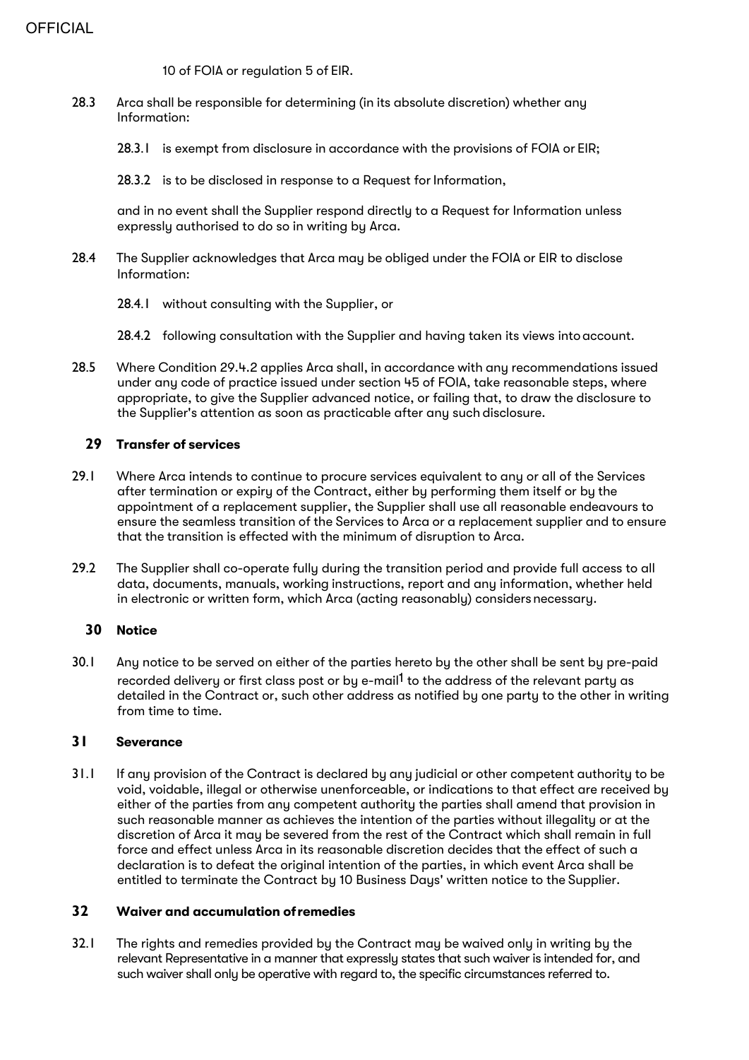10 of FOIA or regulation 5 of EIR.

28.3 Arca shall be responsible for determining (in its absolute discretion) whether any Information:

28.3.1 is exempt from disclosure in accordance with the provisions of FOIA or EIR;

28.3.2 is to be disclosed in response to a Request for Information,

and in no event shall the Supplier respond directly to a Request for Information unless expressly authorised to do so in writing by Arca.

28.4 The Supplier acknowledges that Arca may be obliged under the FOIA or EIR to disclose Information:

28.4.1 without consulting with the Supplier, or

28.4.2 following consultation with the Supplier and having taken its views into account.

28.5 Where Condition 29.4.2 applies Arca shall, in accordance with any recommendations issued under any code of practice issued under section 45 of FOIA, take reasonable steps, where appropriate, to give the Supplier advanced notice, or failing that, to draw the disclosure to the Supplier's attention as soon as practicable after any such disclosure.

## 29 Transfer of services

29.1 Where Arca intends to continue to procure services equivalent to any or all of the Services after termination or expiry of the Contract, either by performing them itself or by the appointment of a replacement supplier, the Supplier shall use all reasonable endeavours to ensure the seamless transition of the Services to Arca or a replacement supplier and to ensure that the transition is effected with the minimum of disruption to Arca.

29.2 The Supplier shall co-operate fully during the transition period and provide full access to all data, documents, manuals, working instructions, report and any information, whether held in electronic or written form, which Arca (acting reasonably) considers necessary.

## 30 Notice

30.1 Any notice to be served on either of the parties hereto by the other shall be sent by pre-paid recorded delivery or first class post or by e-mail[1] to the address of the relevant party as detailed in the Contract or, such other address as notified by one party to the other in writing from time to time.

## 31 Severance

31.1 If any provision of the Contract is declared by any judicial or other competent authority to be void, voidable, illegal or otherwise unenforceable, or indications to that effect are received by either of the parties from any competent authority the parties shall amend that provision in such reasonable manner as achieves the intention of the parties without illegality or at the discretion of Arca it may be severed from the rest of the Contract which shall remain in full force and effect unless Arca in its reasonable discretion decides that the effect of such a declaration is to defeat the original intention of the parties, in which event Arca shall be entitled to terminate the Contract by 10 Business Days' written notice to the Supplier.

## 32 Waiver and accumulation of remedies

32.1 The rights and remedies provided by the Contract may be waived only in writing by the relevant Representative in a manner that expressly states that such waiver is intended for, and such waiver shall only be operative with regard to, the specific circumstances referred to.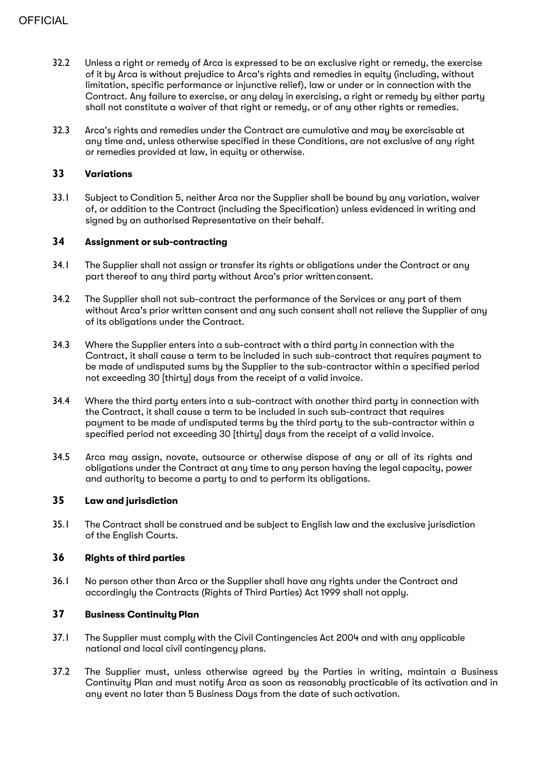32.2 Unless a right or remedy of Arca is expressed to be an exclusive right or remedy, the exercise of it by Arca is without prejudice to Arca's rights and remedies in equity (including, without limitation, specific performance or injunctive relief), law or under or in connection with the Contract. Any failure to exercise, or any delay in exercising, a right or remedy by either party shall not constitute a waiver of that right or remedy, or of any other rights or remedies.

32.3 Arca's rights and remedies under the Contract are cumulative and may be exercisable at any time and, unless otherwise specified in these Conditions, are not exclusive of any right or remedies provided at law, in equity or otherwise.

## 33 Variations

33.1 Subject to Condition 5, neither Arca nor the Supplier shall be bound by any variation, waiver of, or addition to the Contract (including the Specification) unless evidenced in writing and signed by an authorised Representative on their behalf.

## 34 Assignment or sub-contracting

34.1 The Supplier shall not assign or transfer its rights or obligations under the Contract or any part thereof to any third party without Arca's prior written consent.

34.2 The Supplier shall not sub-contract the performance of the Services or any part of them without Arca's prior written consent and any such consent shall not relieve the Supplier of any of its obligations under the Contract.

34.3 Where the Supplier enters into a sub-contract with a third party in connection with the Contract, it shall cause a term to be included in such sub-contract that requires payment to be made of undisputed sums by the Supplier to the sub-contractor within a specified period not exceeding 30 [thirty] days from the receipt of a valid invoice.

34.4 Where the third party enters into a sub-contract with another third party in connection with the Contract, it shall cause a term to be included in such sub-contract that requires payment to be made of undisputed terms by the third party to the sub-contractor within a specified period not exceeding 30 [thirty] days from the receipt of a valid invoice.

34.5 Arca may assign, novate, outsource or otherwise dispose of any or all of its rights and obligations under the Contract at any time to any person having the legal capacity, power and authority to become a party to and to perform its obligations.

## 35 Law and jurisdiction

35.1 The Contract shall be construed and be subject to English law and the exclusive jurisdiction of the English Courts.

## 36 Rights of third parties

36.1 No person other than Arca or the Supplier shall have any rights under the Contract and accordingly the Contracts (Rights of Third Parties) Act 1999 shall not apply.

## 37 Business Continuity Plan

37.1 The Supplier must comply with the Civil Contingencies Act 2004 and with any applicable national and local civil contingency plans.

37.2 The Supplier must, unless otherwise agreed by the Parties in writing, maintain a Business Continuity Plan and must notify Arca as soon as reasonably practicable of its activation and in any event no later than 5 Business Days from the date of such activation.